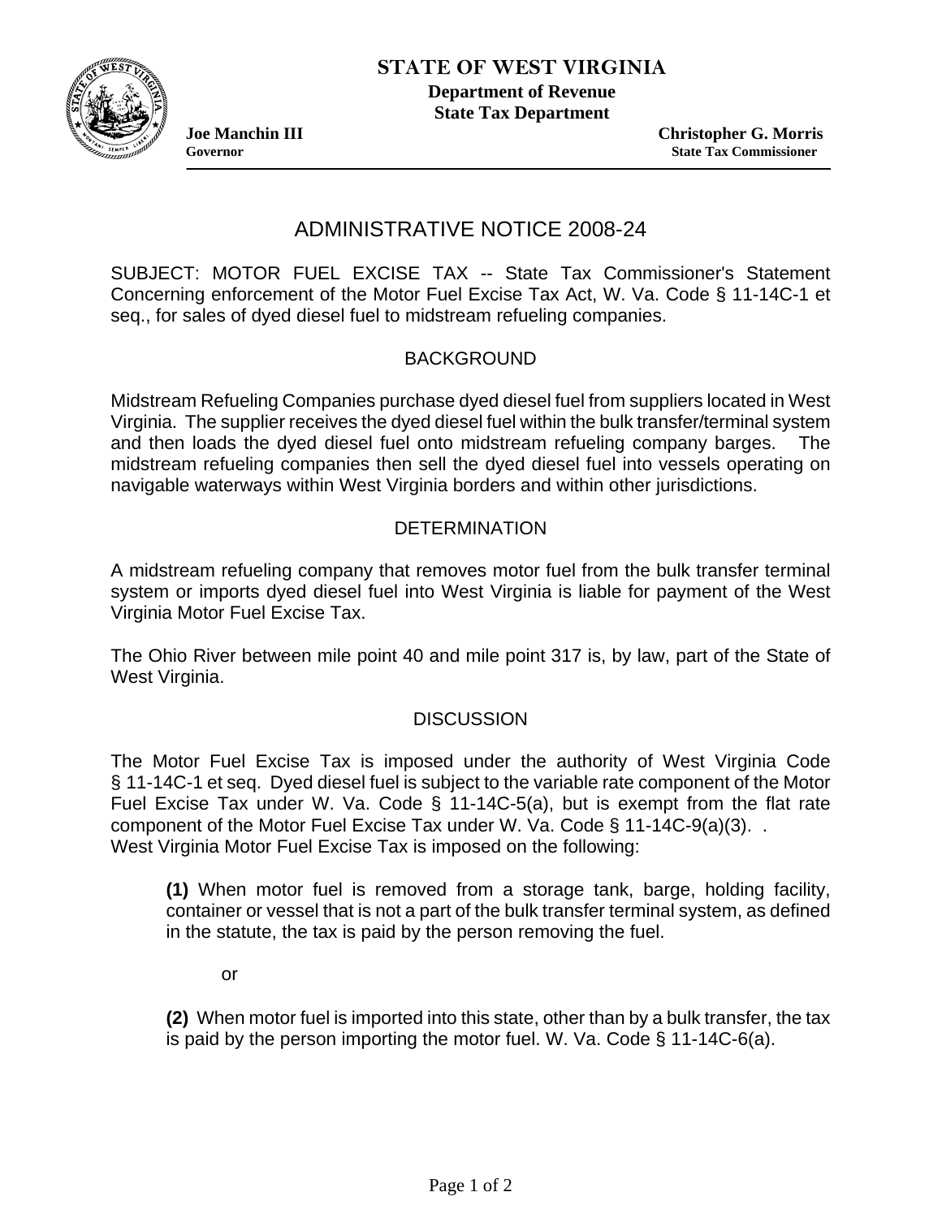**STATE OF WEST VIRGINIA**
**Department of Revenue**
**State Tax Department**

**Joe Manchin III**
**Governor**

**Christopher G. Morris**
**State Tax Commissioner**

# ADMINISTRATIVE NOTICE 2008-24

SUBJECT: MOTOR FUEL EXCISE TAX -- State Tax Commissioner's Statement Concerning enforcement of the Motor Fuel Excise Tax Act, W. Va. Code § 11-14C-1 et seq., for sales of dyed diesel fuel to midstream refueling companies.

## BACKGROUND

Midstream Refueling Companies purchase dyed diesel fuel from suppliers located in West Virginia. The supplier receives the dyed diesel fuel within the bulk transfer/terminal system and then loads the dyed diesel fuel onto midstream refueling company barges. The midstream refueling companies then sell the dyed diesel fuel into vessels operating on navigable waterways within West Virginia borders and within other jurisdictions.

## DETERMINATION

A midstream refueling company that removes motor fuel from the bulk transfer terminal system or imports dyed diesel fuel into West Virginia is liable for payment of the West Virginia Motor Fuel Excise Tax.

The Ohio River between mile point 40 and mile point 317 is, by law, part of the State of West Virginia.

## DISCUSSION

The Motor Fuel Excise Tax is imposed under the authority of West Virginia Code § 11-14C-1 et seq. Dyed diesel fuel is subject to the variable rate component of the Motor Fuel Excise Tax under W. Va. Code § 11-14C-5(a), but is exempt from the flat rate component of the Motor Fuel Excise Tax under W. Va. Code § 11-14C-9(a)(3). .
West Virginia Motor Fuel Excise Tax is imposed on the following:

> **(1)** When motor fuel is removed from a storage tank, barge, holding facility, container or vessel that is not a part of the bulk transfer terminal system, as defined in the statute, the tax is paid by the person removing the fuel.
>
> or
>
> **(2)** When motor fuel is imported into this state, other than by a bulk transfer, the tax is paid by the person importing the motor fuel. W. Va. Code § 11-14C-6(a).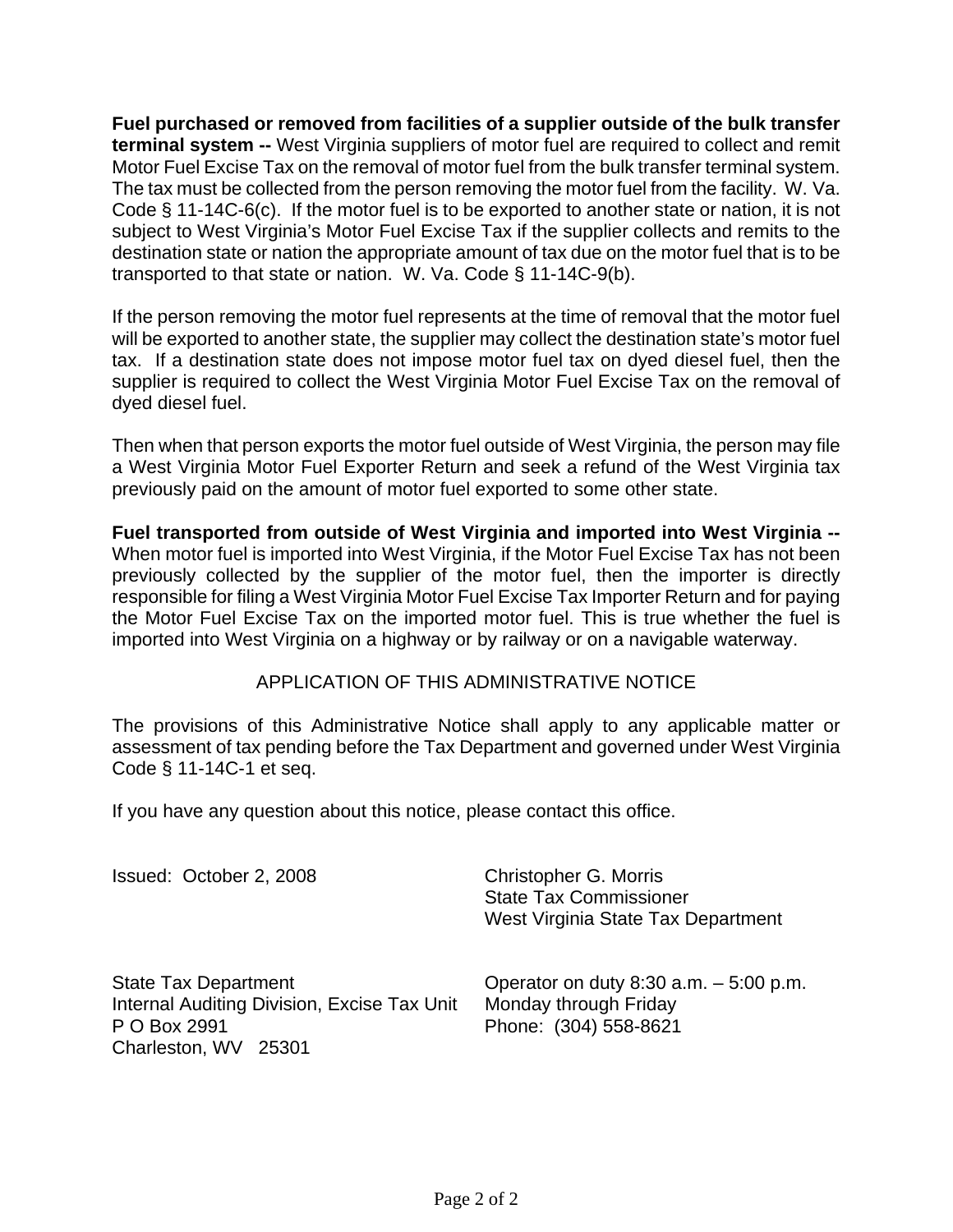**Fuel purchased or removed from facilities of a supplier outside of the bulk transfer terminal system --** West Virginia suppliers of motor fuel are required to collect and remit Motor Fuel Excise Tax on the removal of motor fuel from the bulk transfer terminal system. The tax must be collected from the person removing the motor fuel from the facility. W. Va. Code § 11-14C-6(c). If the motor fuel is to be exported to another state or nation, it is not subject to West Virginia's Motor Fuel Excise Tax if the supplier collects and remits to the destination state or nation the appropriate amount of tax due on the motor fuel that is to be transported to that state or nation. W. Va. Code § 11-14C-9(b).

If the person removing the motor fuel represents at the time of removal that the motor fuel will be exported to another state, the supplier may collect the destination state's motor fuel tax. If a destination state does not impose motor fuel tax on dyed diesel fuel, then the supplier is required to collect the West Virginia Motor Fuel Excise Tax on the removal of dyed diesel fuel.

Then when that person exports the motor fuel outside of West Virginia, the person may file a West Virginia Motor Fuel Exporter Return and seek a refund of the West Virginia tax previously paid on the amount of motor fuel exported to some other state.

**Fuel transported from outside of West Virginia and imported into West Virginia --** When motor fuel is imported into West Virginia, if the Motor Fuel Excise Tax has not been previously collected by the supplier of the motor fuel, then the importer is directly responsible for filing a West Virginia Motor Fuel Excise Tax Importer Return and for paying the Motor Fuel Excise Tax on the imported motor fuel. This is true whether the fuel is imported into West Virginia on a highway or by railway or on a navigable waterway.

## APPLICATION OF THIS ADMINISTRATIVE NOTICE

The provisions of this Administrative Notice shall apply to any applicable matter or assessment of tax pending before the Tax Department and governed under West Virginia Code § 11-14C-1 et seq.

If you have any question about this notice, please contact this office.

Issued: October 2, 2008

Christopher G. Morris
State Tax Commissioner
West Virginia State Tax Department

State Tax Department
Internal Auditing Division, Excise Tax Unit
P O Box 2991
Charleston, WV 25301

Operator on duty 8:30 a.m. – 5:00 p.m.
Monday through Friday
Phone: (304) 558-8621